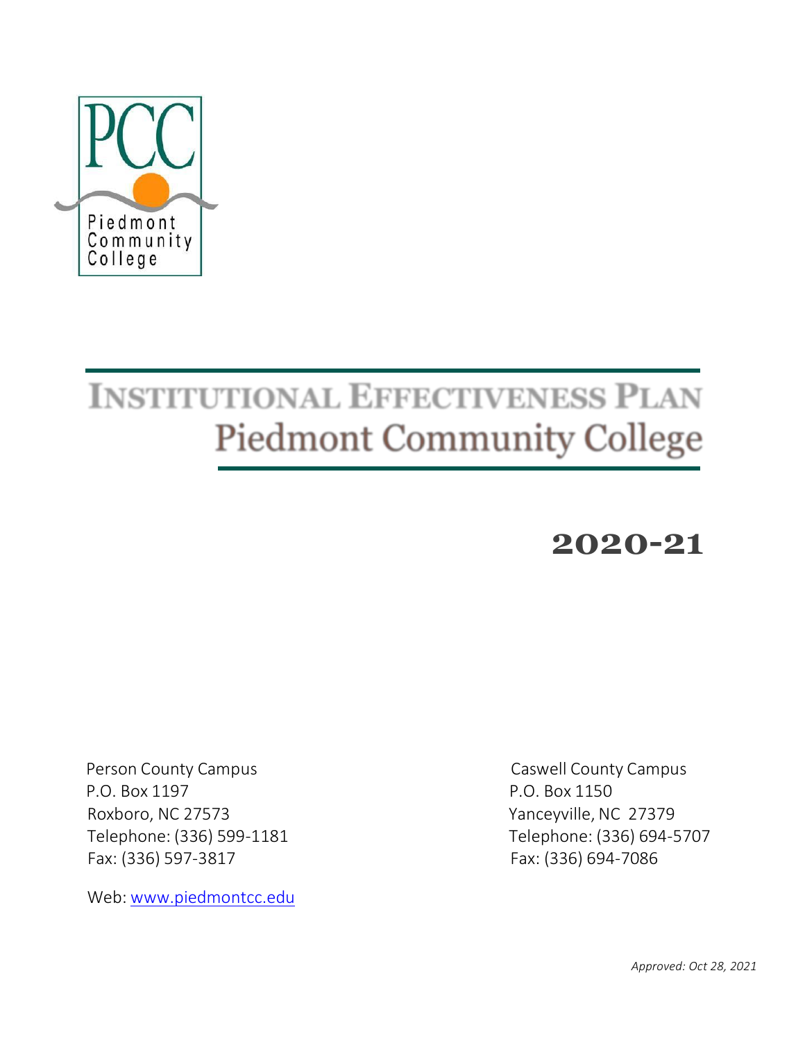PCC

Piedmont Community College

# INSTITUTIONAL EFFECTIVENESS PLAN
## Piedmont Community College

# 2020-21

Person County Campus
P.O. Box 1197
Roxboro, NC 27573
Telephone: (336) 599-1181
Fax: (336) 597-3817

Caswell County Campus
P.O. Box 1150
Yanceyville, NC 27379
Telephone: (336) 694-5707
Fax: (336) 694-7086

Web: [www.piedmontcc.edu](http://www.piedmontcc.edu)

*Approved: Oct 28, 2021*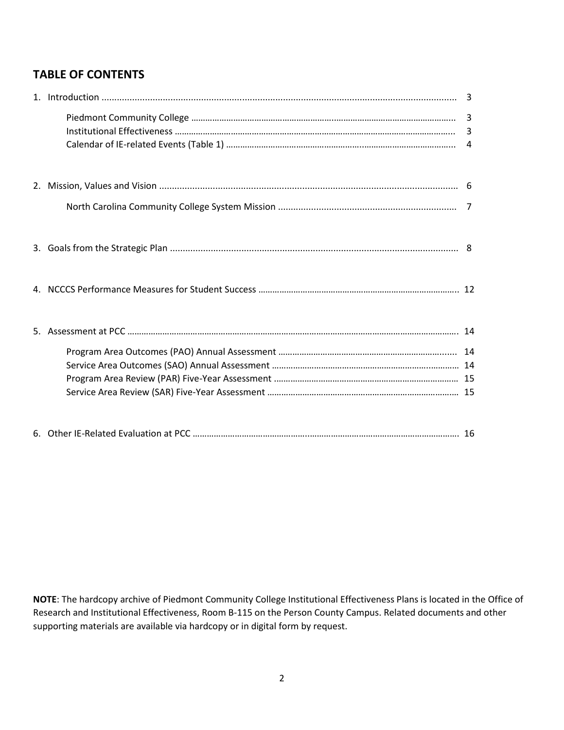## TABLE OF CONTENTS

1. Introduction .......... 3
   - Piedmont Community College .......... 3
   - Institutional Effectiveness .......... 3
   - Calendar of IE-related Events (Table 1) .......... 4
2. Mission, Values and Vision .......... 6
   - North Carolina Community College System Mission .......... 7
3. Goals from the Strategic Plan .......... 8
4. NCCCS Performance Measures for Student Success .......... 12
5. Assessment at PCC .......... 14
   - Program Area Outcomes (PAO) Annual Assessment .......... 14
   - Service Area Outcomes (SAO) Annual Assessment .......... 14
   - Program Area Review (PAR) Five-Year Assessment .......... 15
   - Service Area Review (SAR) Five-Year Assessment .......... 15
6. Other IE-Related Evaluation at PCC .......... 16

**NOTE**: The hardcopy archive of Piedmont Community College Institutional Effectiveness Plans is located in the Office of Research and Institutional Effectiveness, Room B-115 on the Person County Campus. Related documents and other supporting materials are available via hardcopy or in digital form by request.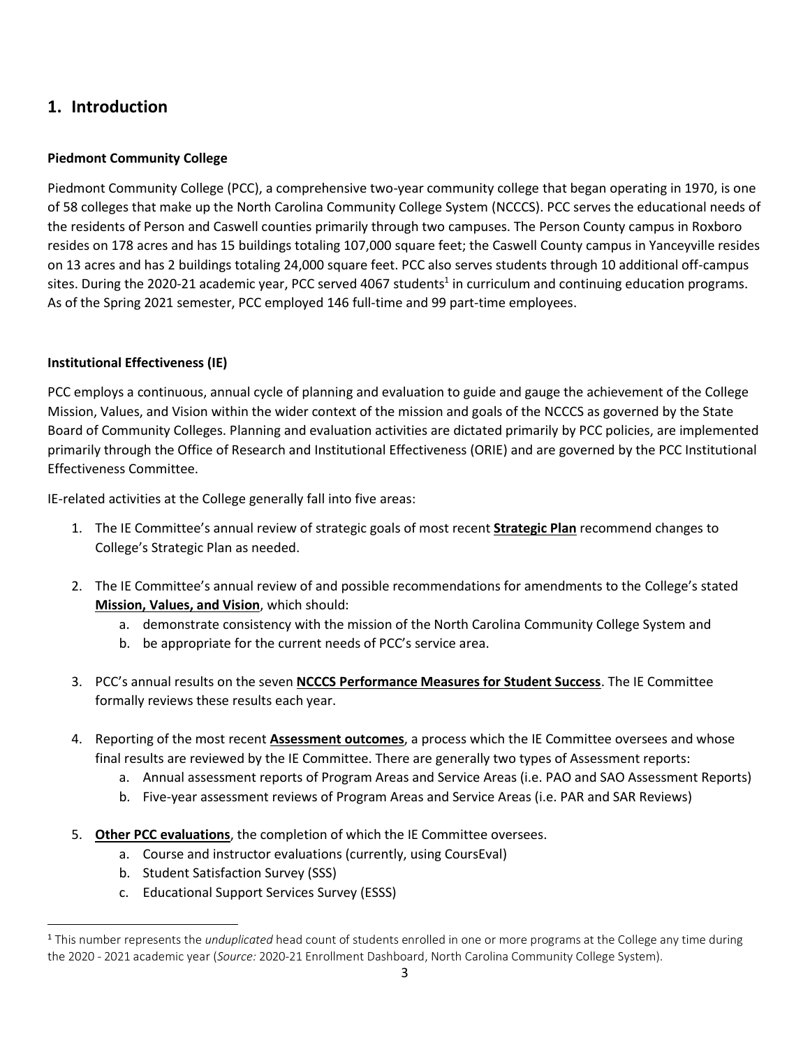# 1. Introduction

**Piedmont Community College**

Piedmont Community College (PCC), a comprehensive two-year community college that began operating in 1970, is one of 58 colleges that make up the North Carolina Community College System (NCCCS). PCC serves the educational needs of the residents of Person and Caswell counties primarily through two campuses. The Person County campus in Roxboro resides on 178 acres and has 15 buildings totaling 107,000 square feet; the Caswell County campus in Yanceyville resides on 13 acres and has 2 buildings totaling 24,000 square feet. PCC also serves students through 10 additional off-campus sites. During the 2020-21 academic year, PCC served 4067 students[1] in curriculum and continuing education programs. As of the Spring 2021 semester, PCC employed 146 full-time and 99 part-time employees.

**Institutional Effectiveness (IE)**

PCC employs a continuous, annual cycle of planning and evaluation to guide and gauge the achievement of the College Mission, Values, and Vision within the wider context of the mission and goals of the NCCCS as governed by the State Board of Community Colleges. Planning and evaluation activities are dictated primarily by PCC policies, are implemented primarily through the Office of Research and Institutional Effectiveness (ORIE) and are governed by the PCC Institutional Effectiveness Committee.

IE-related activities at the College generally fall into five areas:

1. The IE Committee's annual review of strategic goals of most recent **Strategic Plan** recommend changes to College's Strategic Plan as needed.

2. The IE Committee's annual review of and possible recommendations for amendments to the College's stated **Mission, Values, and Vision**, which should:
   a. demonstrate consistency with the mission of the North Carolina Community College System and
   b. be appropriate for the current needs of PCC's service area.

3. PCC's annual results on the seven **NCCCS Performance Measures for Student Success**. The IE Committee formally reviews these results each year.

4. Reporting of the most recent **Assessment outcomes**, a process which the IE Committee oversees and whose final results are reviewed by the IE Committee. There are generally two types of Assessment reports:
   a. Annual assessment reports of Program Areas and Service Areas (i.e. PAO and SAO Assessment Reports)
   b. Five-year assessment reviews of Program Areas and Service Areas (i.e. PAR and SAR Reviews)

5. **Other PCC evaluations**, the completion of which the IE Committee oversees.
   a. Course and instructor evaluations (currently, using CoursEval)
   b. Student Satisfaction Survey (SSS)
   c. Educational Support Services Survey (ESSS)

---

[1] This number represents the *unduplicated* head count of students enrolled in one or more programs at the College any time during the 2020 - 2021 academic year (*Source:* 2020-21 Enrollment Dashboard, North Carolina Community College System).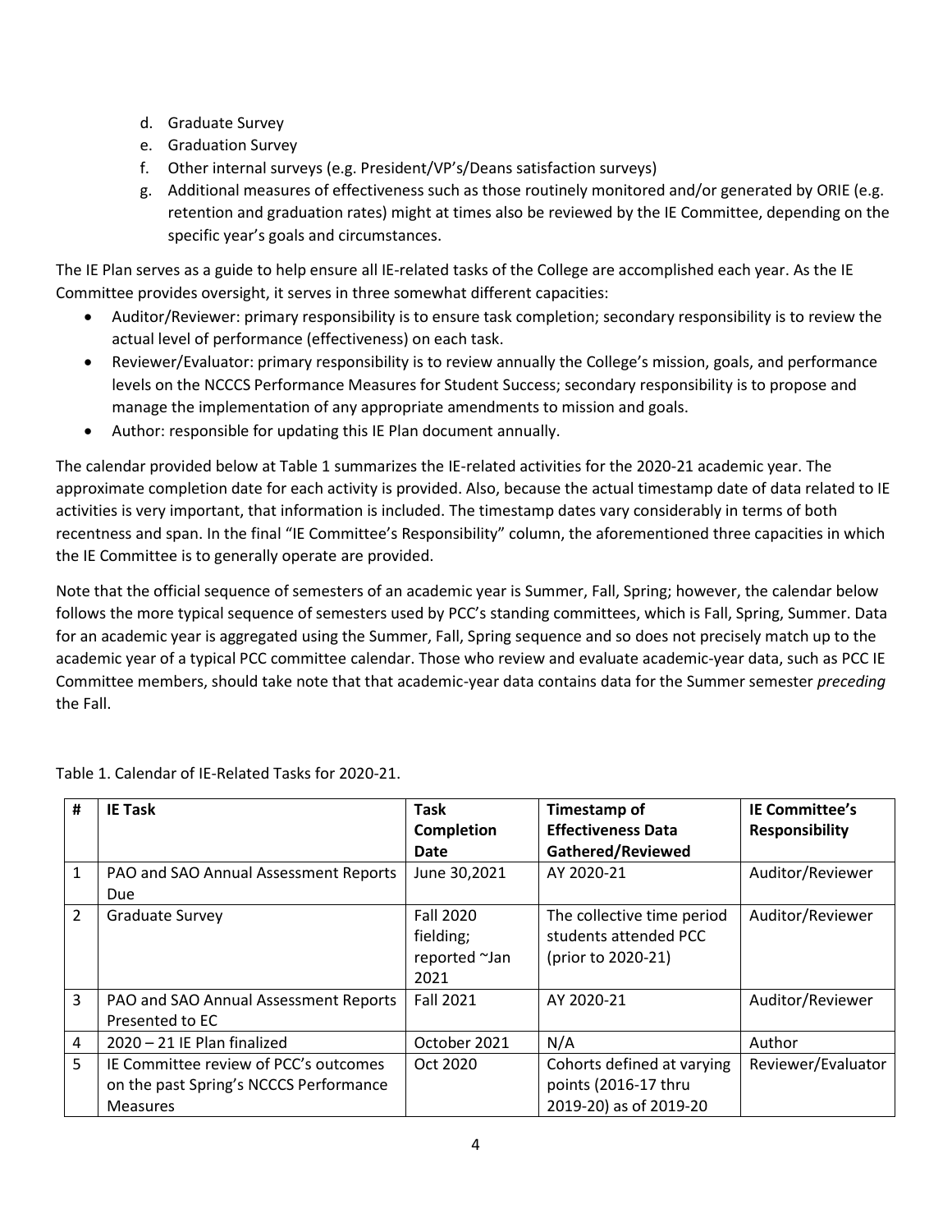d. Graduate Survey
e. Graduation Survey
f. Other internal surveys (e.g. President/VP's/Deans satisfaction surveys)
g. Additional measures of effectiveness such as those routinely monitored and/or generated by ORIE (e.g. retention and graduation rates) might at times also be reviewed by the IE Committee, depending on the specific year's goals and circumstances.

The IE Plan serves as a guide to help ensure all IE-related tasks of the College are accomplished each year. As the IE Committee provides oversight, it serves in three somewhat different capacities:

- Auditor/Reviewer: primary responsibility is to ensure task completion; secondary responsibility is to review the actual level of performance (effectiveness) on each task.
- Reviewer/Evaluator: primary responsibility is to review annually the College's mission, goals, and performance levels on the NCCCS Performance Measures for Student Success; secondary responsibility is to propose and manage the implementation of any appropriate amendments to mission and goals.
- Author: responsible for updating this IE Plan document annually.

The calendar provided below at Table 1 summarizes the IE-related activities for the 2020-21 academic year. The approximate completion date for each activity is provided. Also, because the actual timestamp date of data related to IE activities is very important, that information is included. The timestamp dates vary considerably in terms of both recentness and span. In the final "IE Committee's Responsibility" column, the aforementioned three capacities in which the IE Committee is to generally operate are provided.

Note that the official sequence of semesters of an academic year is Summer, Fall, Spring; however, the calendar below follows the more typical sequence of semesters used by PCC's standing committees, which is Fall, Spring, Summer. Data for an academic year is aggregated using the Summer, Fall, Spring sequence and so does not precisely match up to the academic year of a typical PCC committee calendar. Those who review and evaluate academic-year data, such as PCC IE Committee members, should take note that that academic-year data contains data for the Summer semester *preceding* the Fall.

Table 1. Calendar of IE-Related Tasks for 2020-21.

| # | IE Task | Task Completion Date | Timestamp of Effectiveness Data Gathered/Reviewed | IE Committee's Responsibility |
|---|---|---|---|---|
| 1 | PAO and SAO Annual Assessment Reports Due | June 30,2021 | AY 2020-21 | Auditor/Reviewer |
| 2 | Graduate Survey | Fall 2020 fielding; reported ~Jan 2021 | The collective time period students attended PCC (prior to 2020-21) | Auditor/Reviewer |
| 3 | PAO and SAO Annual Assessment Reports Presented to EC | Fall 2021 | AY 2020-21 | Auditor/Reviewer |
| 4 | 2020 – 21 IE Plan finalized | October 2021 | N/A | Author |
| 5 | IE Committee review of PCC's outcomes on the past Spring's NCCCS Performance Measures | Oct 2020 | Cohorts defined at varying points (2016-17 thru 2019-20) as of 2019-20 | Reviewer/Evaluator |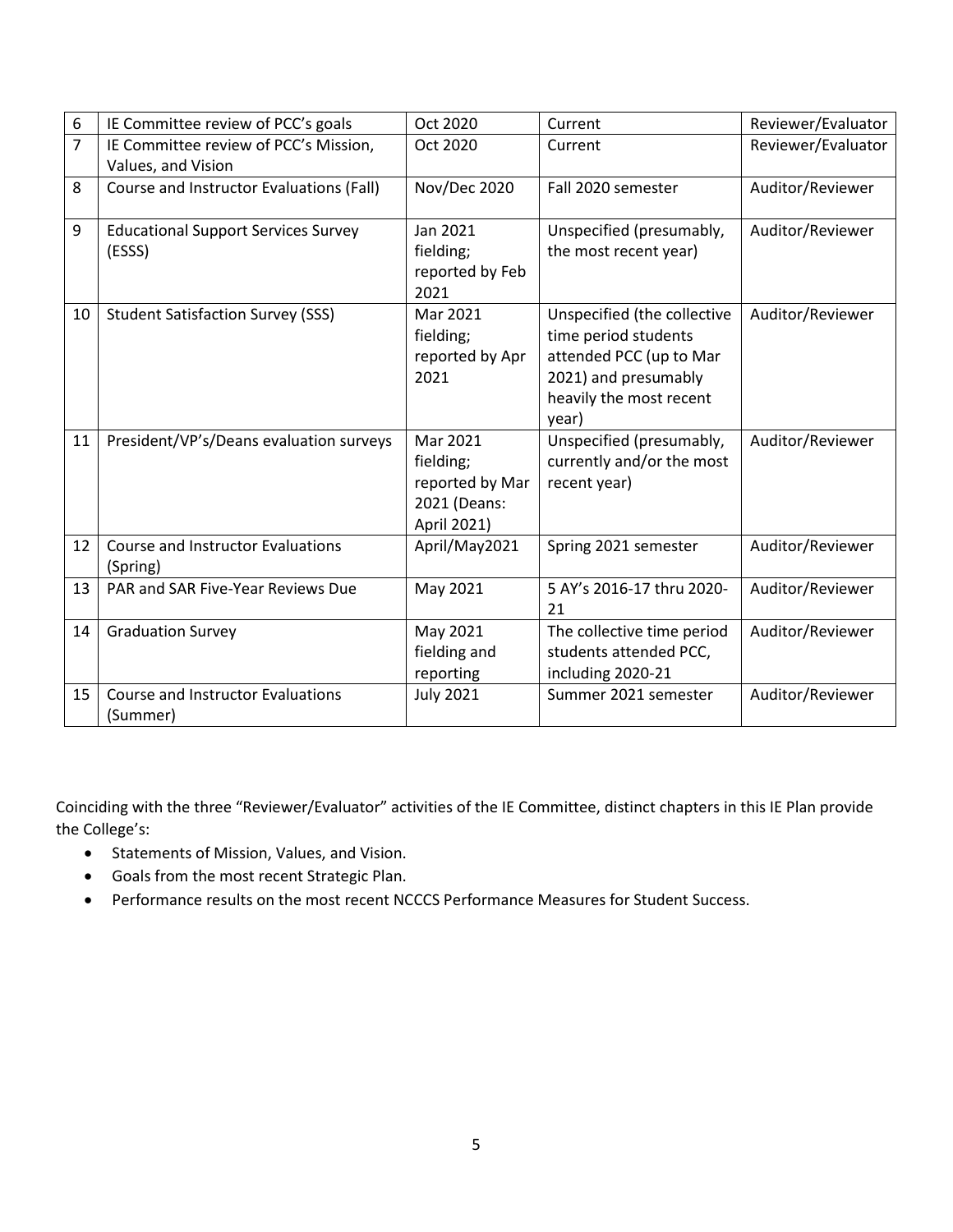| 6 | IE Committee review of PCC's goals | Oct 2020 | Current | Reviewer/Evaluator |
|---|---|---|---|---|
| 7 | IE Committee review of PCC's Mission, Values, and Vision | Oct 2020 | Current | Reviewer/Evaluator |
| 8 | Course and Instructor Evaluations (Fall) | Nov/Dec 2020 | Fall 2020 semester | Auditor/Reviewer |
| 9 | Educational Support Services Survey (ESSS) | Jan 2021 fielding; reported by Feb 2021 | Unspecified (presumably, the most recent year) | Auditor/Reviewer |
| 10 | Student Satisfaction Survey (SSS) | Mar 2021 fielding; reported by Apr 2021 | Unspecified (the collective time period students attended PCC (up to Mar 2021) and presumably heavily the most recent year) | Auditor/Reviewer |
| 11 | President/VP's/Deans evaluation surveys | Mar 2021 fielding; reported by Mar 2021 (Deans: April 2021) | Unspecified (presumably, currently and/or the most recent year) | Auditor/Reviewer |
| 12 | Course and Instructor Evaluations (Spring) | April/May2021 | Spring 2021 semester | Auditor/Reviewer |
| 13 | PAR and SAR Five-Year Reviews Due | May 2021 | 5 AY's 2016-17 thru 2020-21 | Auditor/Reviewer |
| 14 | Graduation Survey | May 2021 fielding and reporting | The collective time period students attended PCC, including 2020-21 | Auditor/Reviewer |
| 15 | Course and Instructor Evaluations (Summer) | July 2021 | Summer 2021 semester | Auditor/Reviewer |

Coinciding with the three "Reviewer/Evaluator" activities of the IE Committee, distinct chapters in this IE Plan provide the College's:

- Statements of Mission, Values, and Vision.
- Goals from the most recent Strategic Plan.
- Performance results on the most recent NCCCS Performance Measures for Student Success.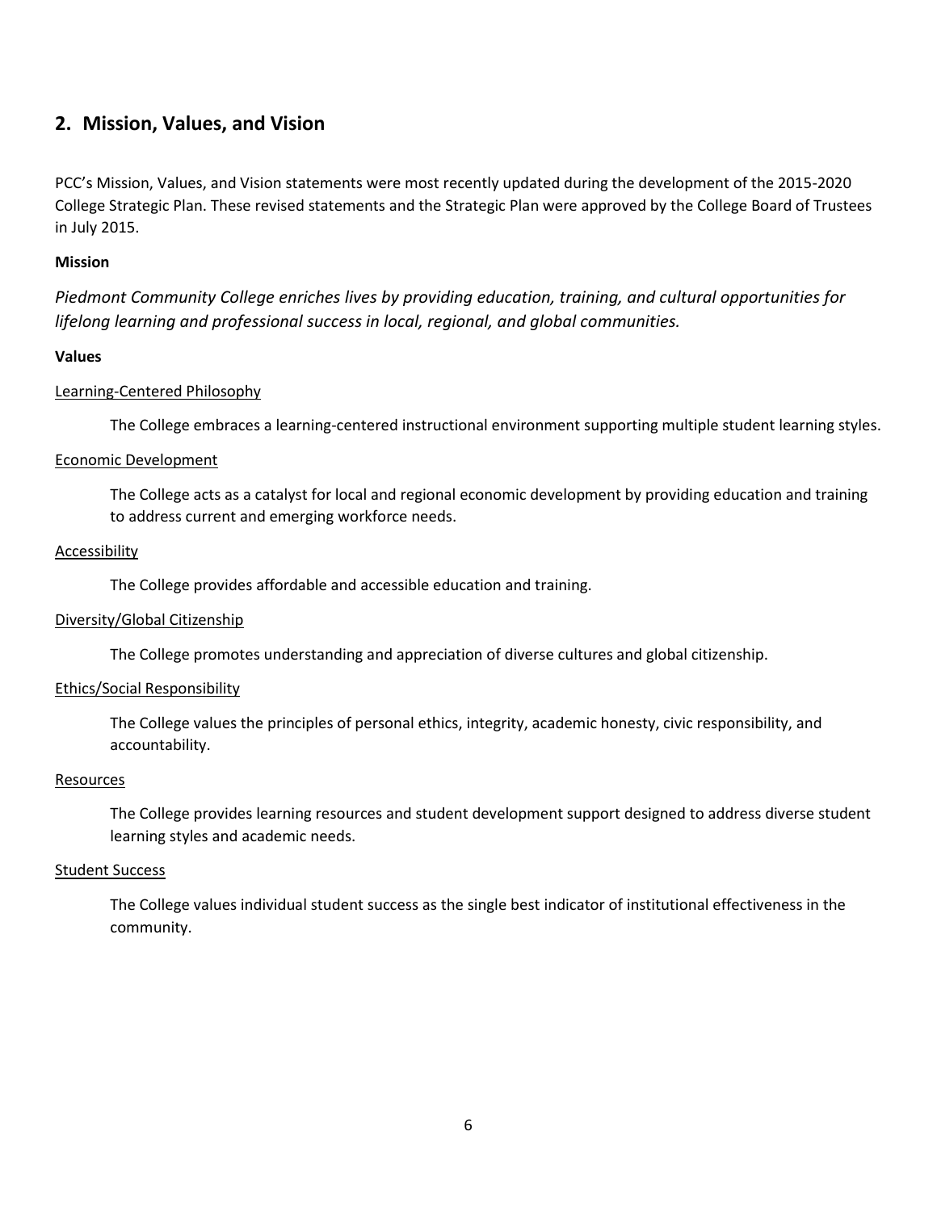## 2. Mission, Values, and Vision

PCC's Mission, Values, and Vision statements were most recently updated during the development of the 2015-2020 College Strategic Plan. These revised statements and the Strategic Plan were approved by the College Board of Trustees in July 2015.

**Mission**

*Piedmont Community College enriches lives by providing education, training, and cultural opportunities for lifelong learning and professional success in local, regional, and global communities.*

**Values**

<u>Learning-Centered Philosophy</u>

The College embraces a learning-centered instructional environment supporting multiple student learning styles.

<u>Economic Development</u>

The College acts as a catalyst for local and regional economic development by providing education and training to address current and emerging workforce needs.

<u>Accessibility</u>

The College provides affordable and accessible education and training.

<u>Diversity/Global Citizenship</u>

The College promotes understanding and appreciation of diverse cultures and global citizenship.

<u>Ethics/Social Responsibility</u>

The College values the principles of personal ethics, integrity, academic honesty, civic responsibility, and accountability.

<u>Resources</u>

The College provides learning resources and student development support designed to address diverse student learning styles and academic needs.

<u>Student Success</u>

The College values individual student success as the single best indicator of institutional effectiveness in the community.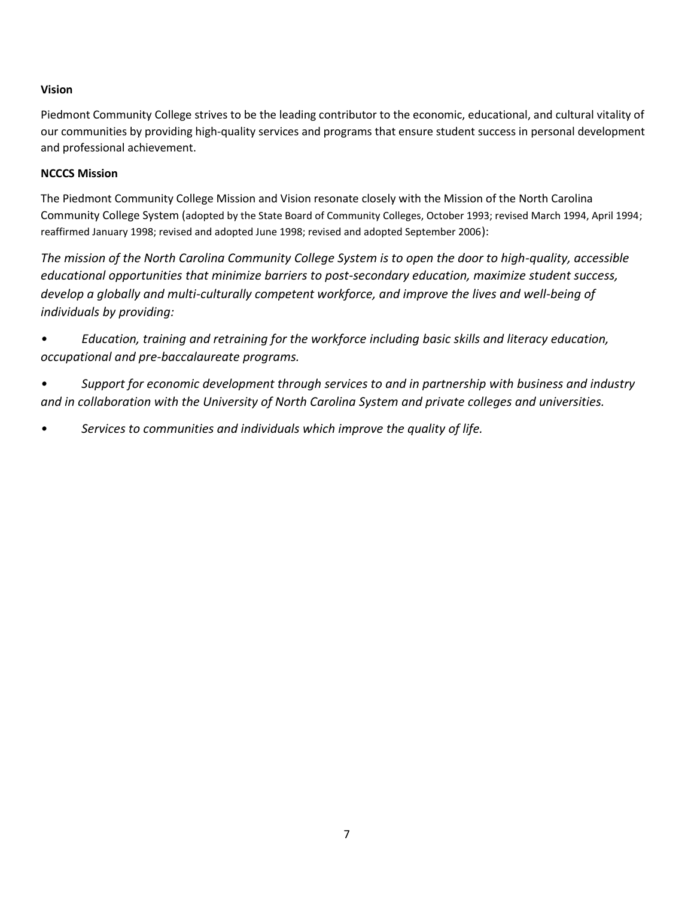**Vision**

Piedmont Community College strives to be the leading contributor to the economic, educational, and cultural vitality of our communities by providing high-quality services and programs that ensure student success in personal development and professional achievement.

**NCCCS Mission**

The Piedmont Community College Mission and Vision resonate closely with the Mission of the North Carolina Community College System (adopted by the State Board of Community Colleges, October 1993; revised March 1994, April 1994; reaffirmed January 1998; revised and adopted June 1998; revised and adopted September 2006):

*The mission of the North Carolina Community College System is to open the door to high-quality, accessible educational opportunities that minimize barriers to post-secondary education, maximize student success, develop a globally and multi-culturally competent workforce, and improve the lives and well-being of individuals by providing:*

- *Education, training and retraining for the workforce including basic skills and literacy education, occupational and pre-baccalaureate programs.*
- *Support for economic development through services to and in partnership with business and industry and in collaboration with the University of North Carolina System and private colleges and universities.*
- *Services to communities and individuals which improve the quality of life.*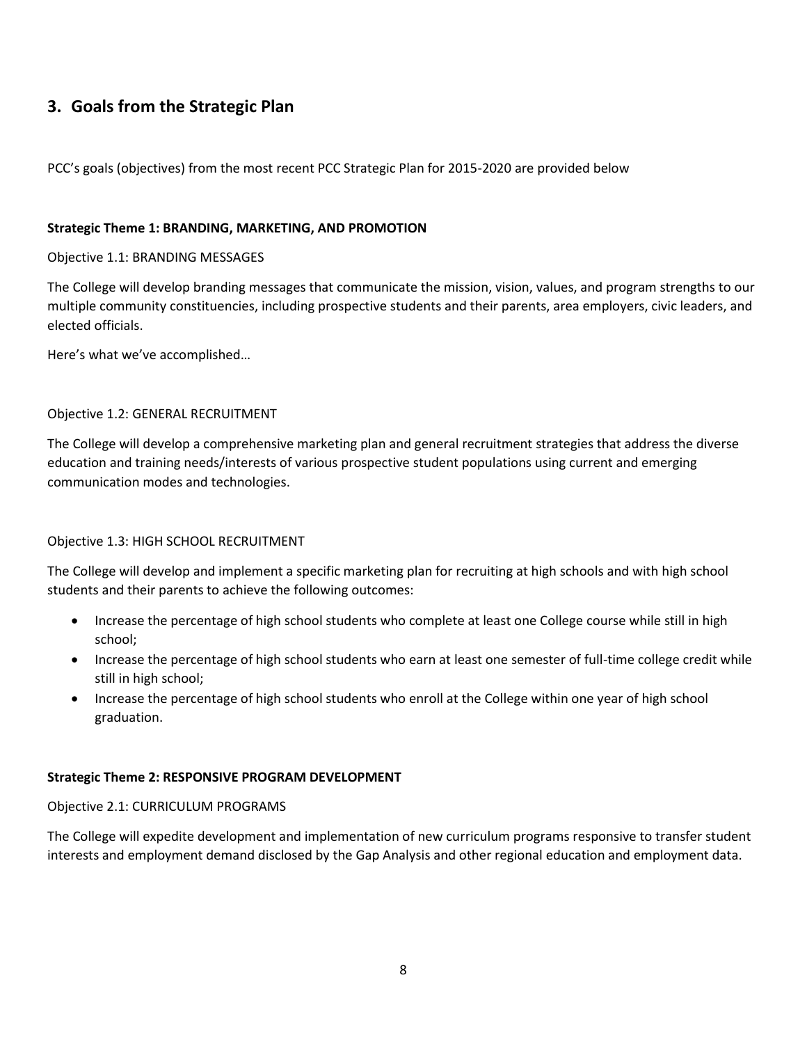## 3. Goals from the Strategic Plan

PCC's goals (objectives) from the most recent PCC Strategic Plan for 2015-2020 are provided below

**Strategic Theme 1: BRANDING, MARKETING, AND PROMOTION**

Objective 1.1: BRANDING MESSAGES

The College will develop branding messages that communicate the mission, vision, values, and program strengths to our multiple community constituencies, including prospective students and their parents, area employers, civic leaders, and elected officials.

Here's what we've accomplished…

Objective 1.2: GENERAL RECRUITMENT

The College will develop a comprehensive marketing plan and general recruitment strategies that address the diverse education and training needs/interests of various prospective student populations using current and emerging communication modes and technologies.

Objective 1.3: HIGH SCHOOL RECRUITMENT

The College will develop and implement a specific marketing plan for recruiting at high schools and with high school students and their parents to achieve the following outcomes:

- Increase the percentage of high school students who complete at least one College course while still in high school;
- Increase the percentage of high school students who earn at least one semester of full-time college credit while still in high school;
- Increase the percentage of high school students who enroll at the College within one year of high school graduation.

**Strategic Theme 2: RESPONSIVE PROGRAM DEVELOPMENT**

Objective 2.1: CURRICULUM PROGRAMS

The College will expedite development and implementation of new curriculum programs responsive to transfer student interests and employment demand disclosed by the Gap Analysis and other regional education and employment data.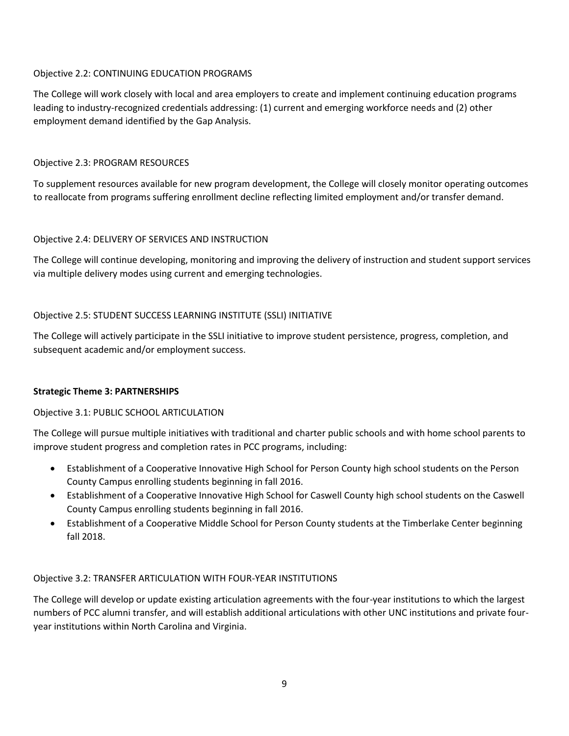Objective 2.2: CONTINUING EDUCATION PROGRAMS

The College will work closely with local and area employers to create and implement continuing education programs leading to industry-recognized credentials addressing: (1) current and emerging workforce needs and (2) other employment demand identified by the Gap Analysis.

Objective 2.3: PROGRAM RESOURCES

To supplement resources available for new program development, the College will closely monitor operating outcomes to reallocate from programs suffering enrollment decline reflecting limited employment and/or transfer demand.

Objective 2.4: DELIVERY OF SERVICES AND INSTRUCTION

The College will continue developing, monitoring and improving the delivery of instruction and student support services via multiple delivery modes using current and emerging technologies.

Objective 2.5: STUDENT SUCCESS LEARNING INSTITUTE (SSLI) INITIATIVE

The College will actively participate in the SSLI initiative to improve student persistence, progress, completion, and subsequent academic and/or employment success.

**Strategic Theme 3: PARTNERSHIPS**

Objective 3.1: PUBLIC SCHOOL ARTICULATION

The College will pursue multiple initiatives with traditional and charter public schools and with home school parents to improve student progress and completion rates in PCC programs, including:

- Establishment of a Cooperative Innovative High School for Person County high school students on the Person County Campus enrolling students beginning in fall 2016.
- Establishment of a Cooperative Innovative High School for Caswell County high school students on the Caswell County Campus enrolling students beginning in fall 2016.
- Establishment of a Cooperative Middle School for Person County students at the Timberlake Center beginning fall 2018.

Objective 3.2: TRANSFER ARTICULATION WITH FOUR-YEAR INSTITUTIONS

The College will develop or update existing articulation agreements with the four-year institutions to which the largest numbers of PCC alumni transfer, and will establish additional articulations with other UNC institutions and private four-year institutions within North Carolina and Virginia.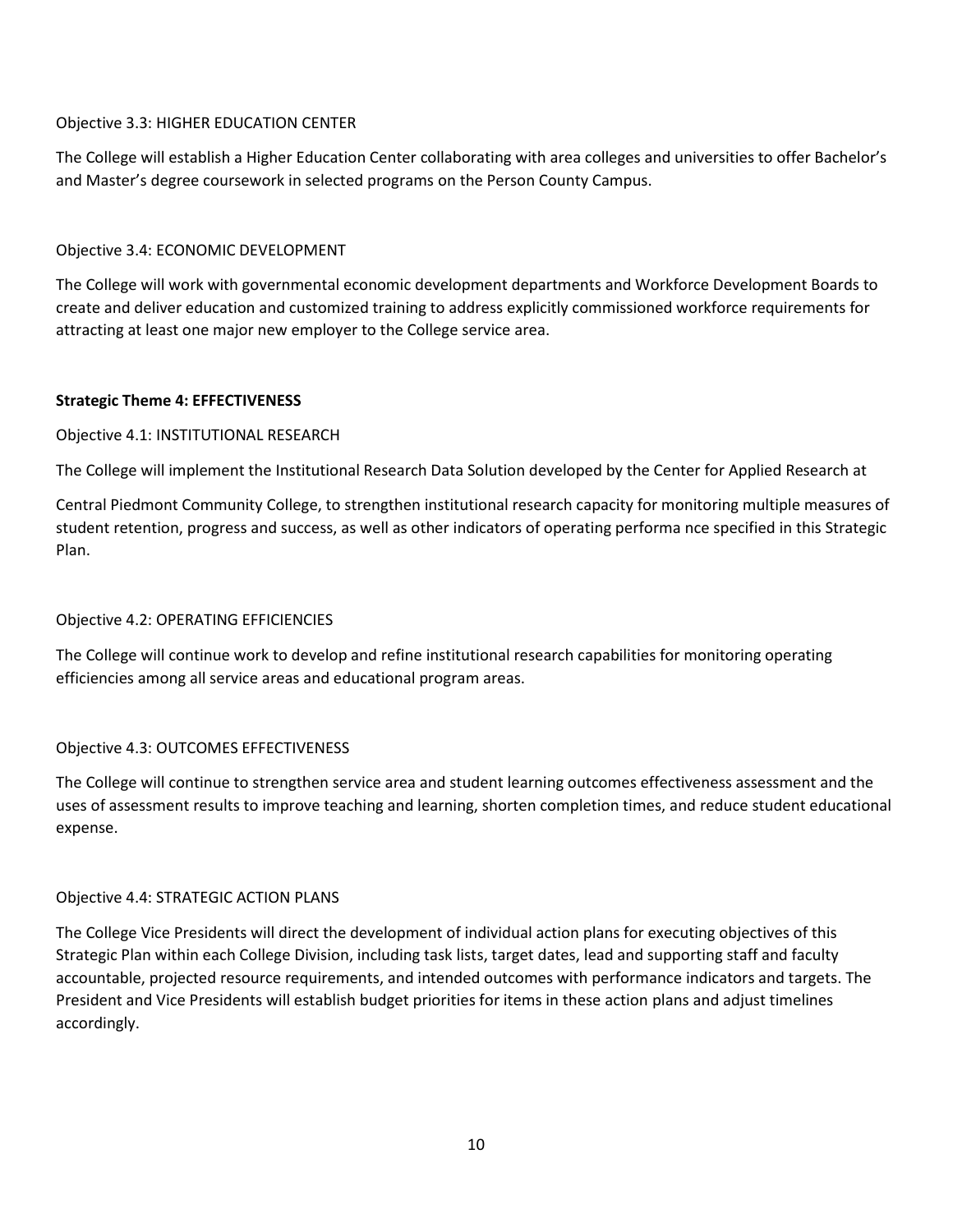Objective 3.3: HIGHER EDUCATION CENTER

The College will establish a Higher Education Center collaborating with area colleges and universities to offer Bachelor's and Master's degree coursework in selected programs on the Person County Campus.

Objective 3.4: ECONOMIC DEVELOPMENT

The College will work with governmental economic development departments and Workforce Development Boards to create and deliver education and customized training to address explicitly commissioned workforce requirements for attracting at least one major new employer to the College service area.

**Strategic Theme 4: EFFECTIVENESS**

Objective 4.1: INSTITUTIONAL RESEARCH

The College will implement the Institutional Research Data Solution developed by the Center for Applied Research at

Central Piedmont Community College, to strengthen institutional research capacity for monitoring multiple measures of student retention, progress and success, as well as other indicators of operating performa nce specified in this Strategic Plan.

Objective 4.2: OPERATING EFFICIENCIES

The College will continue work to develop and refine institutional research capabilities for monitoring operating efficiencies among all service areas and educational program areas.

Objective 4.3: OUTCOMES EFFECTIVENESS

The College will continue to strengthen service area and student learning outcomes effectiveness assessment and the uses of assessment results to improve teaching and learning, shorten completion times, and reduce student educational expense.

Objective 4.4: STRATEGIC ACTION PLANS

The College Vice Presidents will direct the development of individual action plans for executing objectives of this Strategic Plan within each College Division, including task lists, target dates, lead and supporting staff and faculty accountable, projected resource requirements, and intended outcomes with performance indicators and targets. The President and Vice Presidents will establish budget priorities for items in these action plans and adjust timelines accordingly.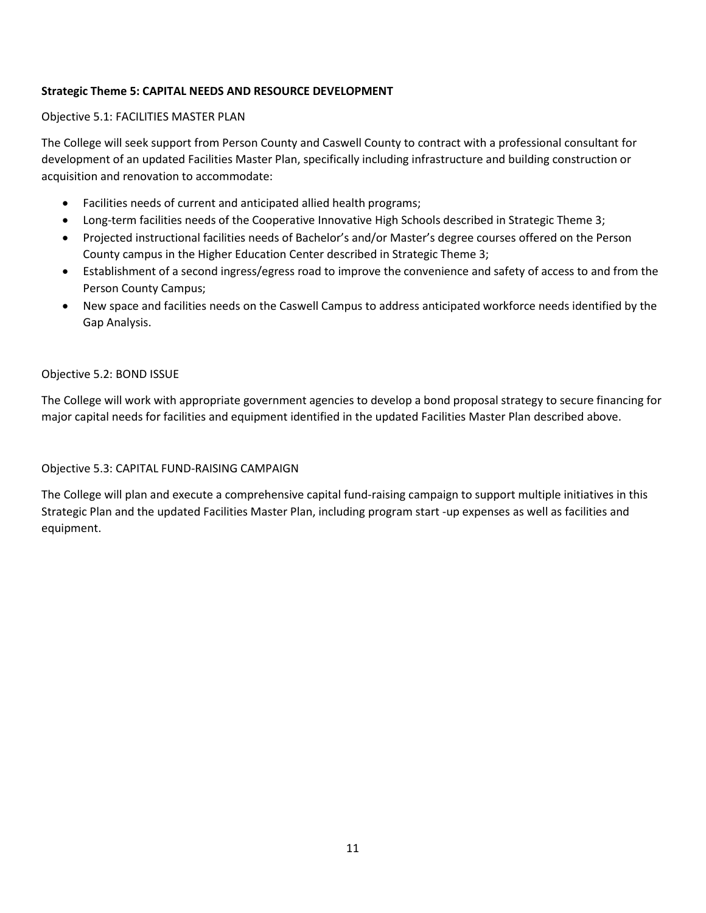**Strategic Theme 5: CAPITAL NEEDS AND RESOURCE DEVELOPMENT**

Objective 5.1: FACILITIES MASTER PLAN

The College will seek support from Person County and Caswell County to contract with a professional consultant for development of an updated Facilities Master Plan, specifically including infrastructure and building construction or acquisition and renovation to accommodate:

- Facilities needs of current and anticipated allied health programs;
- Long-term facilities needs of the Cooperative Innovative High Schools described in Strategic Theme 3;
- Projected instructional facilities needs of Bachelor's and/or Master's degree courses offered on the Person County campus in the Higher Education Center described in Strategic Theme 3;
- Establishment of a second ingress/egress road to improve the convenience and safety of access to and from the Person County Campus;
- New space and facilities needs on the Caswell Campus to address anticipated workforce needs identified by the Gap Analysis.

Objective 5.2: BOND ISSUE

The College will work with appropriate government agencies to develop a bond proposal strategy to secure financing for major capital needs for facilities and equipment identified in the updated Facilities Master Plan described above.

Objective 5.3: CAPITAL FUND-RAISING CAMPAIGN

The College will plan and execute a comprehensive capital fund-raising campaign to support multiple initiatives in this Strategic Plan and the updated Facilities Master Plan, including program start -up expenses as well as facilities and equipment.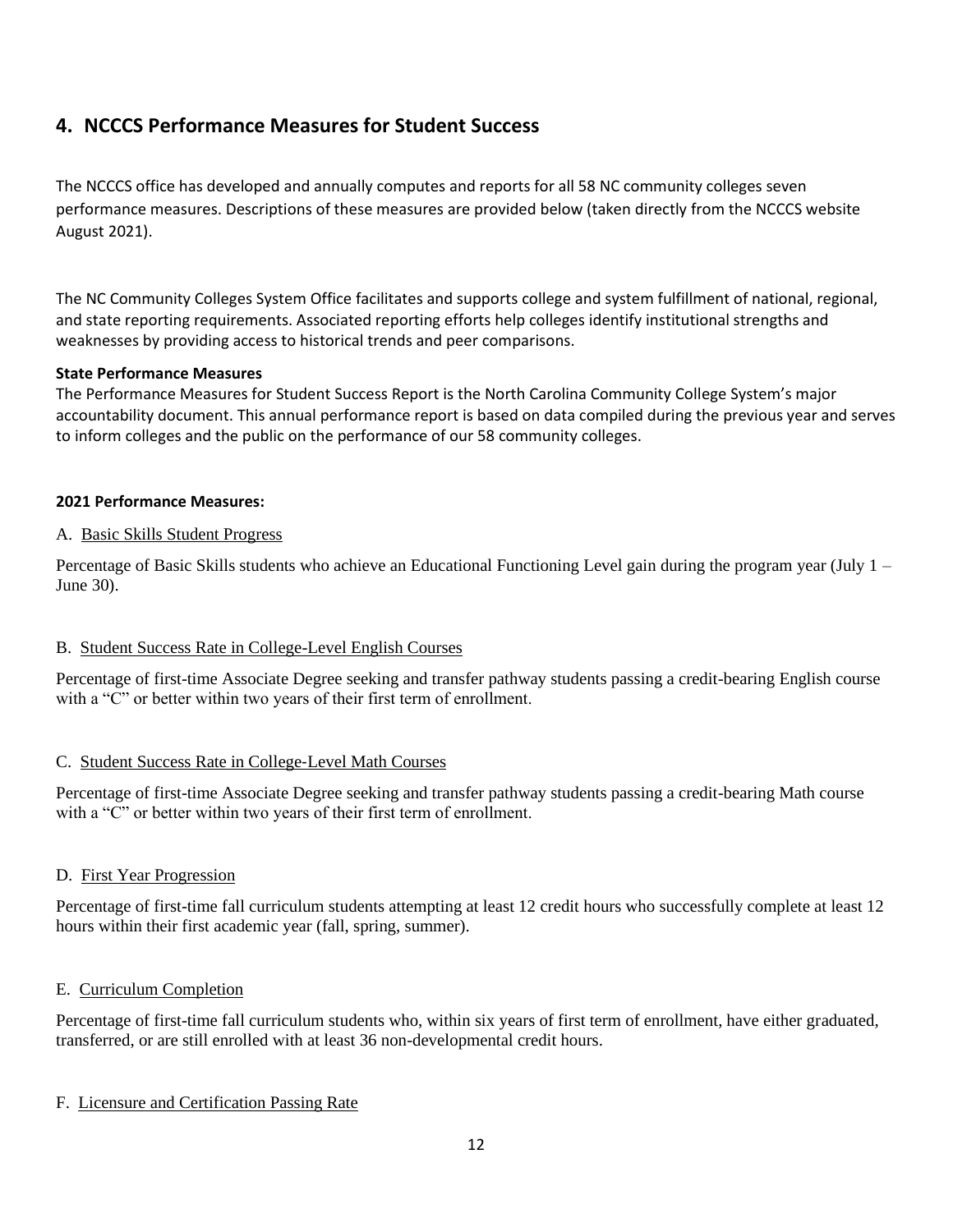## 4. NCCCS Performance Measures for Student Success

The NCCCS office has developed and annually computes and reports for all 58 NC community colleges seven performance measures. Descriptions of these measures are provided below (taken directly from the NCCCS website August 2021).

The NC Community Colleges System Office facilitates and supports college and system fulfillment of national, regional, and state reporting requirements. Associated reporting efforts help colleges identify institutional strengths and weaknesses by providing access to historical trends and peer comparisons.

**State Performance Measures**
The Performance Measures for Student Success Report is the North Carolina Community College System's major accountability document. This annual performance report is based on data compiled during the previous year and serves to inform colleges and the public on the performance of our 58 community colleges.

**2021 Performance Measures:**

A. <u>Basic Skills Student Progress</u>

Percentage of Basic Skills students who achieve an Educational Functioning Level gain during the program year (July 1 – June 30).

B. <u>Student Success Rate in College-Level English Courses</u>

Percentage of first-time Associate Degree seeking and transfer pathway students passing a credit-bearing English course with a "C" or better within two years of their first term of enrollment.

C. <u>Student Success Rate in College-Level Math Courses</u>

Percentage of first-time Associate Degree seeking and transfer pathway students passing a credit-bearing Math course with a "C" or better within two years of their first term of enrollment.

D. <u>First Year Progression</u>

Percentage of first-time fall curriculum students attempting at least 12 credit hours who successfully complete at least 12 hours within their first academic year (fall, spring, summer).

E. <u>Curriculum Completion</u>

Percentage of first-time fall curriculum students who, within six years of first term of enrollment, have either graduated, transferred, or are still enrolled with at least 36 non-developmental credit hours.

F. <u>Licensure and Certification Passing Rate</u>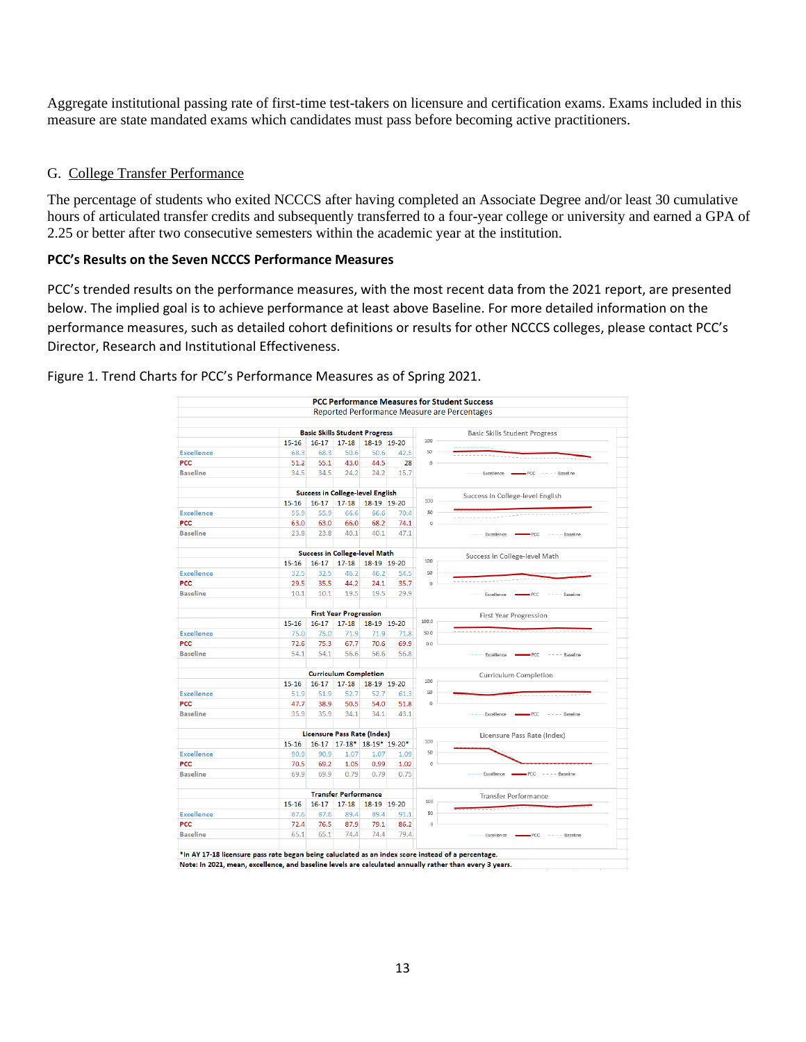Aggregate institutional passing rate of first-time test-takers on licensure and certification exams. Exams included in this measure are state mandated exams which candidates must pass before becoming active practitioners.

G. College Transfer Performance

The percentage of students who exited NCCCS after having completed an Associate Degree and/or least 30 cumulative hours of articulated transfer credits and subsequently transferred to a four-year college or university and earned a GPA of 2.25 or better after two consecutive semesters within the academic year at the institution.

### PCC's Results on the Seven NCCCS Performance Measures

PCC's trended results on the performance measures, with the most recent data from the 2021 report, are presented below. The implied goal is to achieve performance at least above Baseline. For more detailed information on the performance measures, such as detailed cohort definitions or results for other NCCCS colleges, please contact PCC's Director, Research and Institutional Effectiveness.

Figure 1. Trend Charts for PCC's Performance Measures as of Spring 2021.

**PCC Performance Measures for Student Success**
Reported Performance Measure are Percentages

**Basic Skills Student Progress**

| | 15-16 | 16-17 | 17-18 | 18-19 | 19-20 |
|---|---|---|---|---|---|
| Excellence | 68.3 | 68.3 | 50.6 | 50.6 | 42.5 |
| PCC | 51.2 | 55.1 | 43.0 | 44.5 | 28 |
| Baseline | 34.5 | 34.5 | 24.2 | 24.2 | 15.7 |

**Success in College-level English**

| | 15-16 | 16-17 | 17-18 | 18-19 | 19-20 |
|---|---|---|---|---|---|
| Excellence | 55.9 | 55.9 | 66.6 | 66.6 | 70.4 |
| PCC | 63.0 | 63.0 | 66.0 | 68.2 | 74.1 |
| Baseline | 23.8 | 23.8 | 40.1 | 40.1 | 47.1 |

**Success in College-level Math**

| | 15-16 | 16-17 | 17-18 | 18-19 | 19-20 |
|---|---|---|---|---|---|
| Excellence | 32.5 | 32.5 | 46.2 | 46.2 | 54.5 |
| PCC | 29.5 | 35.5 | 44.2 | 24.1 | 35.7 |
| Baseline | 10.1 | 10.1 | 19.5 | 19.5 | 29.9 |

**First Year Progression**

| | 15-16 | 16-17 | 17-18 | 18-19 | 19-20 |
|---|---|---|---|---|---|
| Excellence | 75.0 | 75.0 | 71.9 | 71.9 | 71.8 |
| PCC | 72.6 | 75.3 | 67.7 | 70.6 | 69.9 |
| Baseline | 54.1 | 54.1 | 56.6 | 56.6 | 56.8 |

**Curriculum Completion**

| | 15-16 | 16-17 | 17-18 | 18-19 | 19-20 |
|---|---|---|---|---|---|
| Excellence | 51.9 | 51.9 | 52.7 | 52.7 | 61.3 |
| PCC | 47.7 | 38.9 | 50.5 | 54.0 | 51.8 |
| Baseline | 35.9 | 35.9 | 34.1 | 34.1 | 43.1 |

**Licensure Pass Rate (Index)**

| | 15-16 | 16-17 | 17-18* | 18-19* | 19-20* |
|---|---|---|---|---|---|
| Excellence | 90.9 | 90.9 | 1.07 | 1.07 | 1.09 |
| PCC | 70.5 | 69.2 | 1.05 | 0.99 | 1.02 |
| Baseline | 69.9 | 69.9 | 0.79 | 0.79 | 0.75 |

**Transfer Performance**

| | 15-16 | 16-17 | 17-18 | 18-19 | 19-20 |
|---|---|---|---|---|---|
| Excellence | 87.6 | 87.6 | 89.4 | 89.4 | 91.1 |
| PCC | 72.4 | 76.5 | 87.9 | 79.1 | 86.2 |
| Baseline | 65.1 | 65.1 | 74.4 | 74.4 | 79.4 |

*In AY 17-18 licensure pass rate began being caluclated as an index score instead of a percentage.
Note: In 2021, mean, excellence, and baseline levels are calculated annually rather than every 3 years.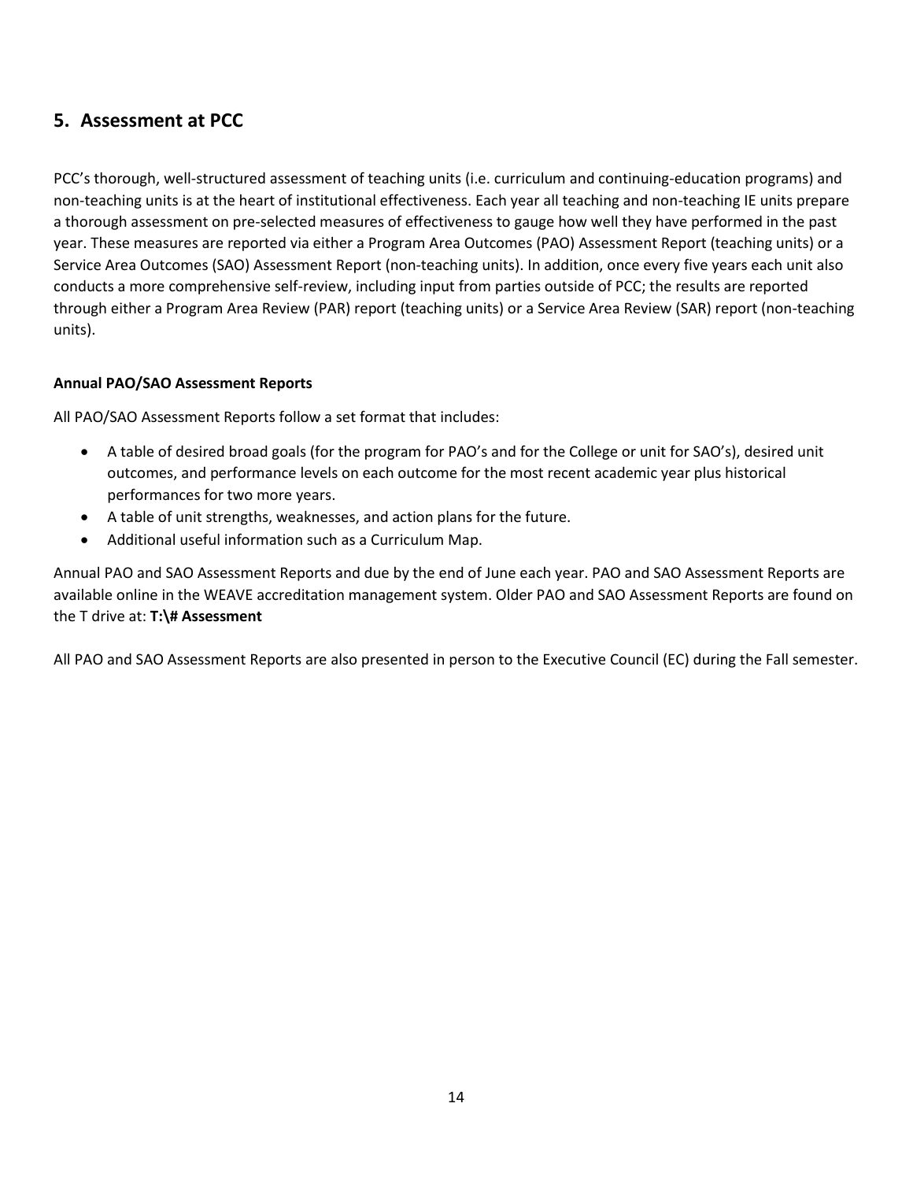## 5. Assessment at PCC

PCC's thorough, well-structured assessment of teaching units (i.e. curriculum and continuing-education programs) and non-teaching units is at the heart of institutional effectiveness. Each year all teaching and non-teaching IE units prepare a thorough assessment on pre-selected measures of effectiveness to gauge how well they have performed in the past year. These measures are reported via either a Program Area Outcomes (PAO) Assessment Report (teaching units) or a Service Area Outcomes (SAO) Assessment Report (non-teaching units). In addition, once every five years each unit also conducts a more comprehensive self-review, including input from parties outside of PCC; the results are reported through either a Program Area Review (PAR) report (teaching units) or a Service Area Review (SAR) report (non-teaching units).

**Annual PAO/SAO Assessment Reports**

All PAO/SAO Assessment Reports follow a set format that includes:

- A table of desired broad goals (for the program for PAO's and for the College or unit for SAO's), desired unit outcomes, and performance levels on each outcome for the most recent academic year plus historical performances for two more years.
- A table of unit strengths, weaknesses, and action plans for the future.
- Additional useful information such as a Curriculum Map.

Annual PAO and SAO Assessment Reports and due by the end of June each year. PAO and SAO Assessment Reports are available online in the WEAVE accreditation management system. Older PAO and SAO Assessment Reports are found on the T drive at: **T:\# Assessment**

All PAO and SAO Assessment Reports are also presented in person to the Executive Council (EC) during the Fall semester.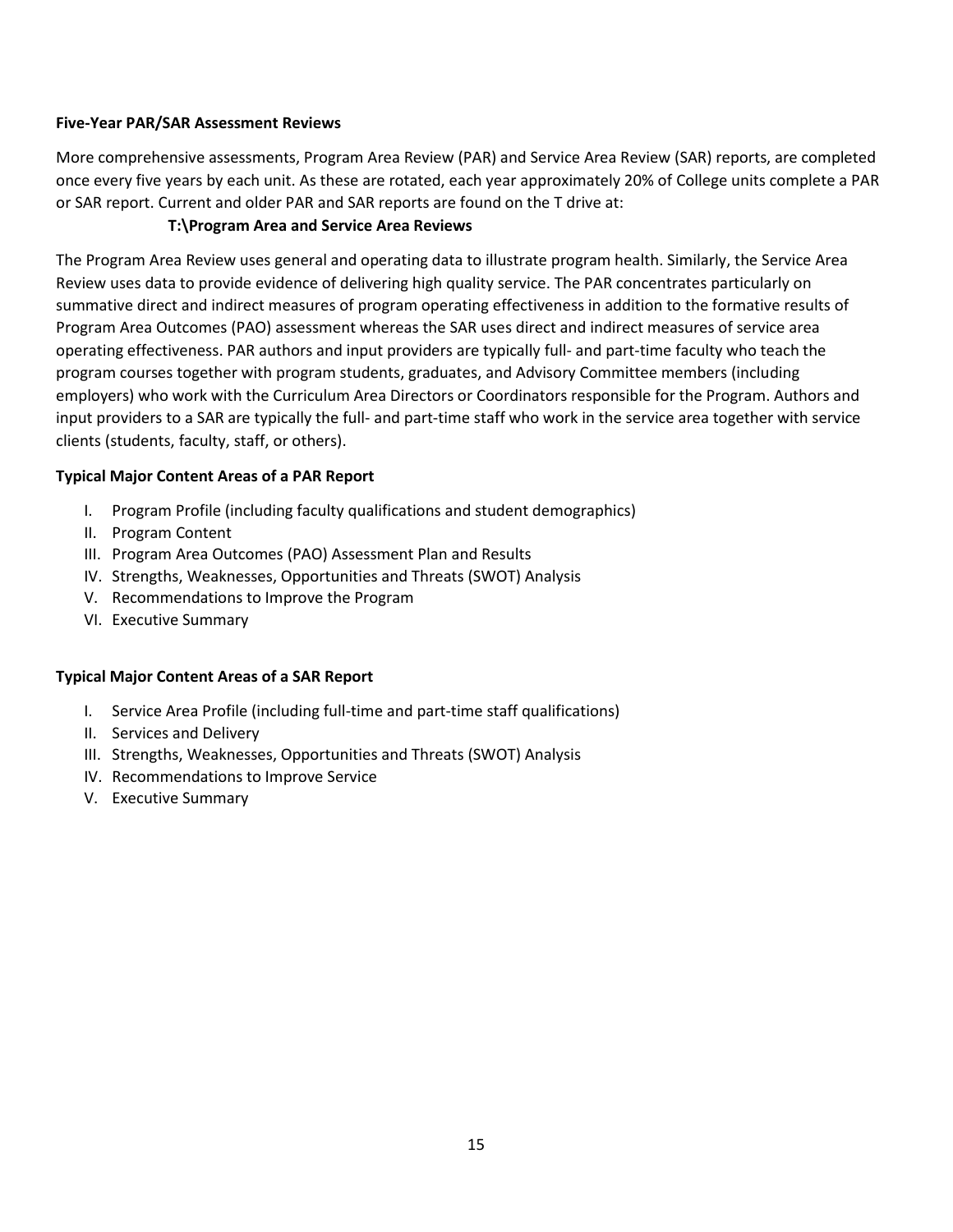**Five-Year PAR/SAR Assessment Reviews**

More comprehensive assessments, Program Area Review (PAR) and Service Area Review (SAR) reports, are completed once every five years by each unit. As these are rotated, each year approximately 20% of College units complete a PAR or SAR report. Current and older PAR and SAR reports are found on the T drive at:

**T:\Program Area and Service Area Reviews**

The Program Area Review uses general and operating data to illustrate program health. Similarly, the Service Area Review uses data to provide evidence of delivering high quality service. The PAR concentrates particularly on summative direct and indirect measures of program operating effectiveness in addition to the formative results of Program Area Outcomes (PAO) assessment whereas the SAR uses direct and indirect measures of service area operating effectiveness. PAR authors and input providers are typically full- and part-time faculty who teach the program courses together with program students, graduates, and Advisory Committee members (including employers) who work with the Curriculum Area Directors or Coordinators responsible for the Program. Authors and input providers to a SAR are typically the full- and part-time staff who work in the service area together with service clients (students, faculty, staff, or others).

**Typical Major Content Areas of a PAR Report**

I. Program Profile (including faculty qualifications and student demographics)
II. Program Content
III. Program Area Outcomes (PAO) Assessment Plan and Results
IV. Strengths, Weaknesses, Opportunities and Threats (SWOT) Analysis
V. Recommendations to Improve the Program
VI. Executive Summary

**Typical Major Content Areas of a SAR Report**

I. Service Area Profile (including full-time and part-time staff qualifications)
II. Services and Delivery
III. Strengths, Weaknesses, Opportunities and Threats (SWOT) Analysis
IV. Recommendations to Improve Service
V. Executive Summary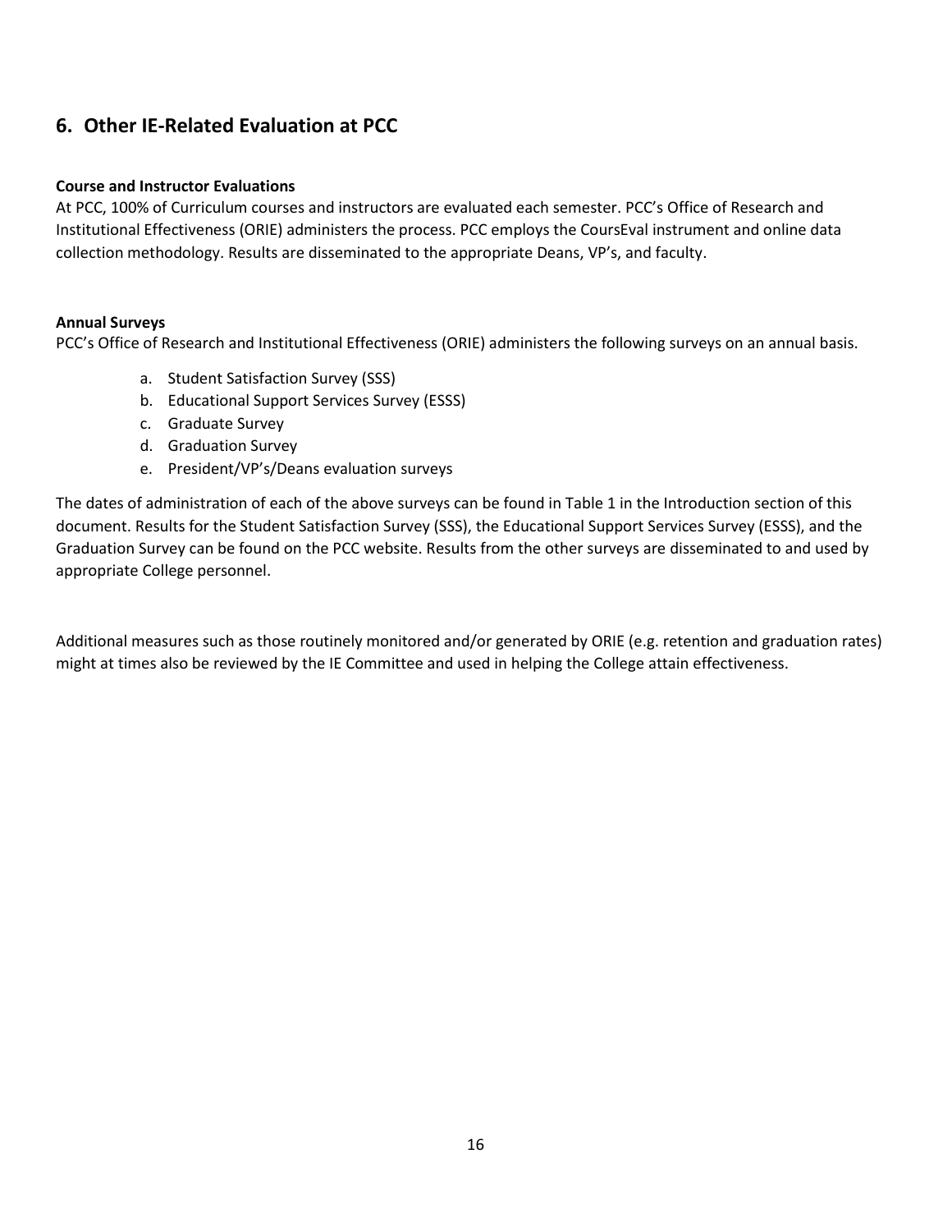## 6. Other IE-Related Evaluation at PCC

**Course and Instructor Evaluations**

At PCC, 100% of Curriculum courses and instructors are evaluated each semester. PCC's Office of Research and Institutional Effectiveness (ORIE) administers the process. PCC employs the CoursEval instrument and online data collection methodology. Results are disseminated to the appropriate Deans, VP's, and faculty.

**Annual Surveys**

PCC's Office of Research and Institutional Effectiveness (ORIE) administers the following surveys on an annual basis.

a. Student Satisfaction Survey (SSS)
b. Educational Support Services Survey (ESSS)
c. Graduate Survey
d. Graduation Survey
e. President/VP's/Deans evaluation surveys

The dates of administration of each of the above surveys can be found in Table 1 in the Introduction section of this document. Results for the Student Satisfaction Survey (SSS), the Educational Support Services Survey (ESSS), and the Graduation Survey can be found on the PCC website. Results from the other surveys are disseminated to and used by appropriate College personnel.

Additional measures such as those routinely monitored and/or generated by ORIE (e.g. retention and graduation rates) might at times also be reviewed by the IE Committee and used in helping the College attain effectiveness.